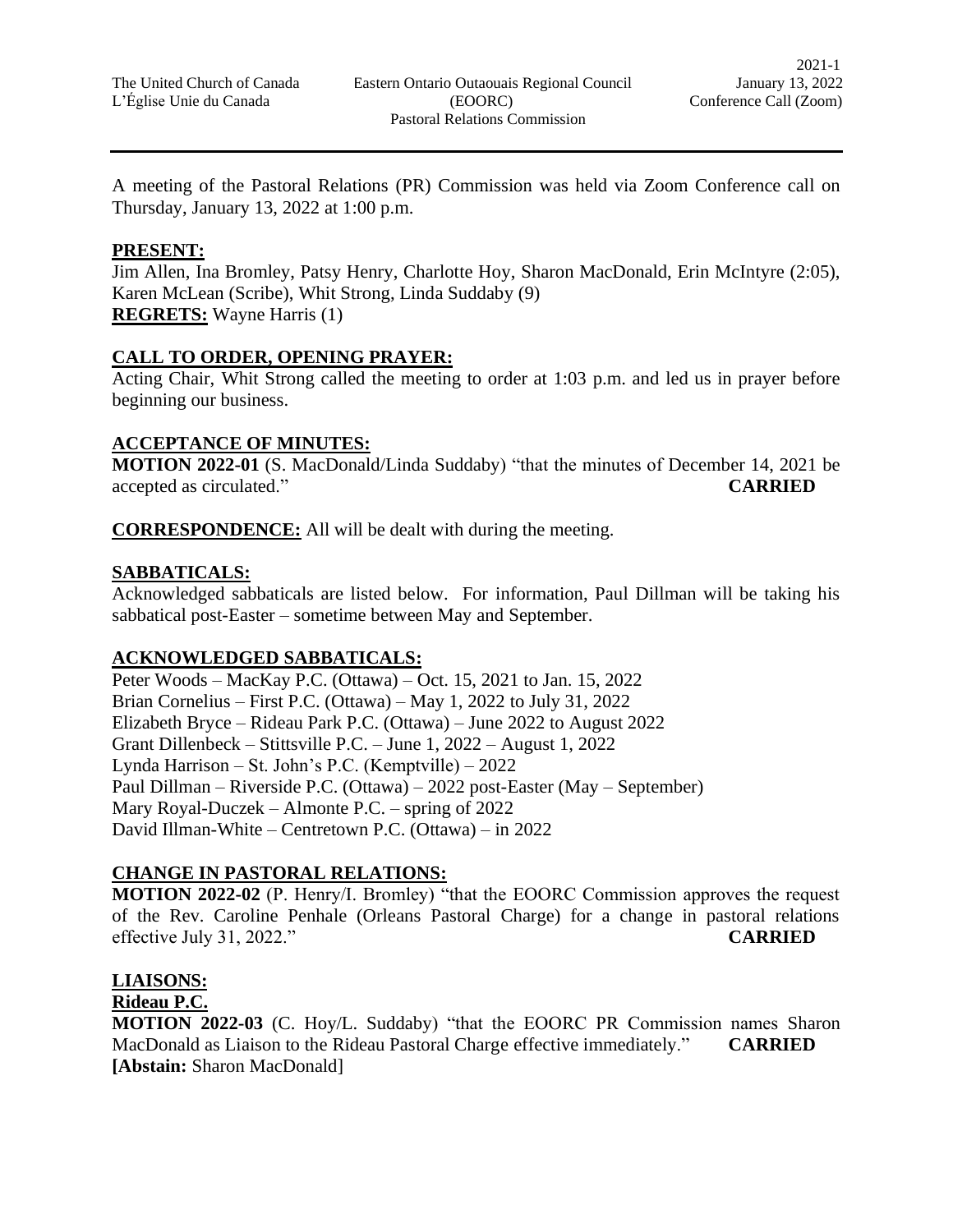The United Church of Canada
L'Église Unie du Canada

Eastern Ontario Outaouais Regional Council
(EOORC)
Pastoral Relations Commission

2021-1
January 13, 2022
Conference Call (Zoom)

---

A meeting of the Pastoral Relations (PR) Commission was held via Zoom Conference call on Thursday, January 13, 2022 at 1:00 p.m.

**PRESENT:**
Jim Allen, Ina Bromley, Patsy Henry, Charlotte Hoy, Sharon MacDonald, Erin McIntyre (2:05), Karen McLean (Scribe), Whit Strong, Linda Suddaby (9)
**REGRETS:** Wayne Harris (1)

**CALL TO ORDER, OPENING PRAYER:**
Acting Chair, Whit Strong called the meeting to order at 1:03 p.m. and led us in prayer before beginning our business.

**ACCEPTANCE OF MINUTES:**
**MOTION 2022-01** (S. MacDonald/Linda Suddaby) "that the minutes of December 14, 2021 be accepted as circulated." **CARRIED**

**CORRESPONDENCE:** All will be dealt with during the meeting.

**SABBATICALS:**
Acknowledged sabbaticals are listed below. For information, Paul Dillman will be taking his sabbatical post-Easter – sometime between May and September.

**ACKNOWLEDGED SABBATICALS:**
Peter Woods – MacKay P.C. (Ottawa) – Oct. 15, 2021 to Jan. 15, 2022
Brian Cornelius – First P.C. (Ottawa) – May 1, 2022 to July 31, 2022
Elizabeth Bryce – Rideau Park P.C. (Ottawa) – June 2022 to August 2022
Grant Dillenbeck – Stittsville P.C. – June 1, 2022 – August 1, 2022
Lynda Harrison – St. John's P.C. (Kemptville) – 2022
Paul Dillman – Riverside P.C. (Ottawa) – 2022 post-Easter (May – September)
Mary Royal-Duczek – Almonte P.C. – spring of 2022
David Illman-White – Centretown P.C. (Ottawa) – in 2022

**CHANGE IN PASTORAL RELATIONS:**
**MOTION 2022-02** (P. Henry/I. Bromley) "that the EOORC Commission approves the request of the Rev. Caroline Penhale (Orleans Pastoral Charge) for a change in pastoral relations effective July 31, 2022." **CARRIED**

**LIAISONS:**
**Rideau P.C.**
**MOTION 2022-03** (C. Hoy/L. Suddaby) "that the EOORC PR Commission names Sharon MacDonald as Liaison to the Rideau Pastoral Charge effective immediately." **CARRIED**
**[Abstain:** Sharon MacDonald]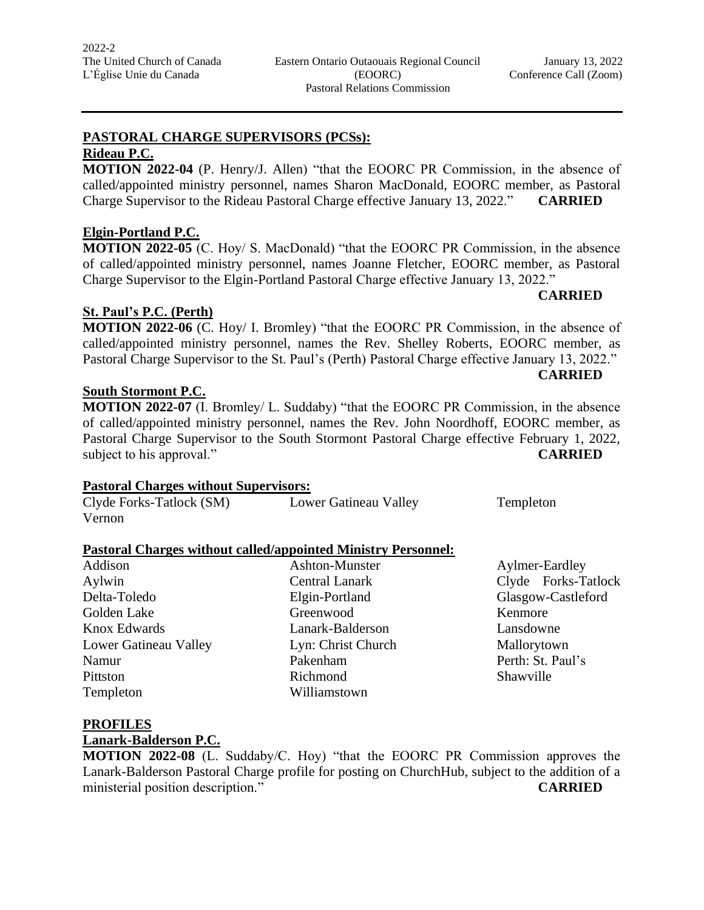## PASTORAL CHARGE SUPERVISORS (PCSs):

### Rideau P.C.

**MOTION 2022-04** (P. Henry/J. Allen) "that the EOORC PR Commission, in the absence of called/appointed ministry personnel, names Sharon MacDonald, EOORC member, as Pastoral Charge Supervisor to the Rideau Pastoral Charge effective January 13, 2022." **CARRIED**

### Elgin-Portland P.C.

**MOTION 2022-05** (C. Hoy/ S. MacDonald) "that the EOORC PR Commission, in the absence of called/appointed ministry personnel, names Joanne Fletcher, EOORC member, as Pastoral Charge Supervisor to the Elgin-Portland Pastoral Charge effective January 13, 2022." **CARRIED**

### St. Paul's P.C. (Perth)

**MOTION 2022-06** (C. Hoy/ I. Bromley) "that the EOORC PR Commission, in the absence of called/appointed ministry personnel, names the Rev. Shelley Roberts, EOORC member, as Pastoral Charge Supervisor to the St. Paul's (Perth) Pastoral Charge effective January 13, 2022." **CARRIED**

### South Stormont P.C.

**MOTION 2022-07** (I. Bromley/ L. Suddaby) "that the EOORC PR Commission, in the absence of called/appointed ministry personnel, names the Rev. John Noordhoff, EOORC member, as Pastoral Charge Supervisor to the South Stormont Pastoral Charge effective February 1, 2022, subject to his approval." **CARRIED**

### Pastoral Charges without Supervisors:

| | | |
|---|---|---|
| Clyde Forks-Tatlock (SM) | Lower Gatineau Valley | Templeton |
| Vernon | | |

### Pastoral Charges without called/appointed Ministry Personnel:

| | | |
|---|---|---|
| Addison | Ashton-Munster | Aylmer-Eardley |
| Aylwin | Central Lanark | Clyde Forks-Tatlock |
| Delta-Toledo | Elgin-Portland | Glasgow-Castleford |
| Golden Lake | Greenwood | Kenmore |
| Knox Edwards | Lanark-Balderson | Lansdowne |
| Lower Gatineau Valley | Lyn: Christ Church | Mallorytown |
| Namur | Pakenham | Perth: St. Paul's |
| Pittston | Richmond | Shawville |
| Templeton | Williamstown | |

## PROFILES

### Lanark-Balderson P.C.

**MOTION 2022-08** (L. Suddaby/C. Hoy) "that the EOORC PR Commission approves the Lanark-Balderson Pastoral Charge profile for posting on ChurchHub, subject to the addition of a ministerial position description." **CARRIED**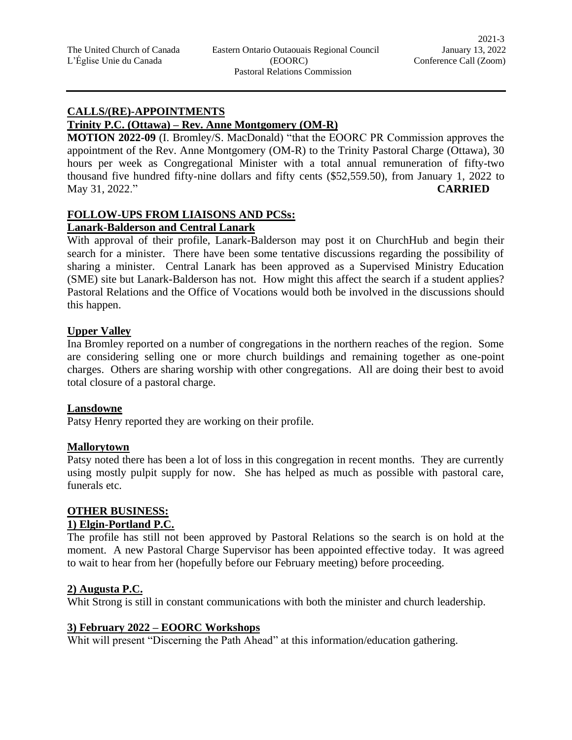## CALLS/(RE)-APPOINTMENTS

### Trinity P.C. (Ottawa) – Rev. Anne Montgomery (OM-R)

**MOTION 2022-09** (I. Bromley/S. MacDonald) "that the EOORC PR Commission approves the appointment of the Rev. Anne Montgomery (OM-R) to the Trinity Pastoral Charge (Ottawa), 30 hours per week as Congregational Minister with a total annual remuneration of fifty-two thousand five hundred fifty-nine dollars and fifty cents ($52,559.50), from January 1, 2022 to May 31, 2022." **CARRIED**

## FOLLOW-UPS FROM LIAISONS AND PCSs:

### Lanark-Balderson and Central Lanark

With approval of their profile, Lanark-Balderson may post it on ChurchHub and begin their search for a minister. There have been some tentative discussions regarding the possibility of sharing a minister. Central Lanark has been approved as a Supervised Ministry Education (SME) site but Lanark-Balderson has not. How might this affect the search if a student applies? Pastoral Relations and the Office of Vocations would both be involved in the discussions should this happen.

### Upper Valley

Ina Bromley reported on a number of congregations in the northern reaches of the region. Some are considering selling one or more church buildings and remaining together as one-point charges. Others are sharing worship with other congregations. All are doing their best to avoid total closure of a pastoral charge.

### Lansdowne

Patsy Henry reported they are working on their profile.

### Mallorytown

Patsy noted there has been a lot of loss in this congregation in recent months. They are currently using mostly pulpit supply for now. She has helped as much as possible with pastoral care, funerals etc.

## OTHER BUSINESS:

### 1) Elgin-Portland P.C.

The profile has still not been approved by Pastoral Relations so the search is on hold at the moment. A new Pastoral Charge Supervisor has been appointed effective today. It was agreed to wait to hear from her (hopefully before our February meeting) before proceeding.

### 2) Augusta P.C.

Whit Strong is still in constant communications with both the minister and church leadership.

### 3) February 2022 – EOORC Workshops

Whit will present "Discerning the Path Ahead" at this information/education gathering.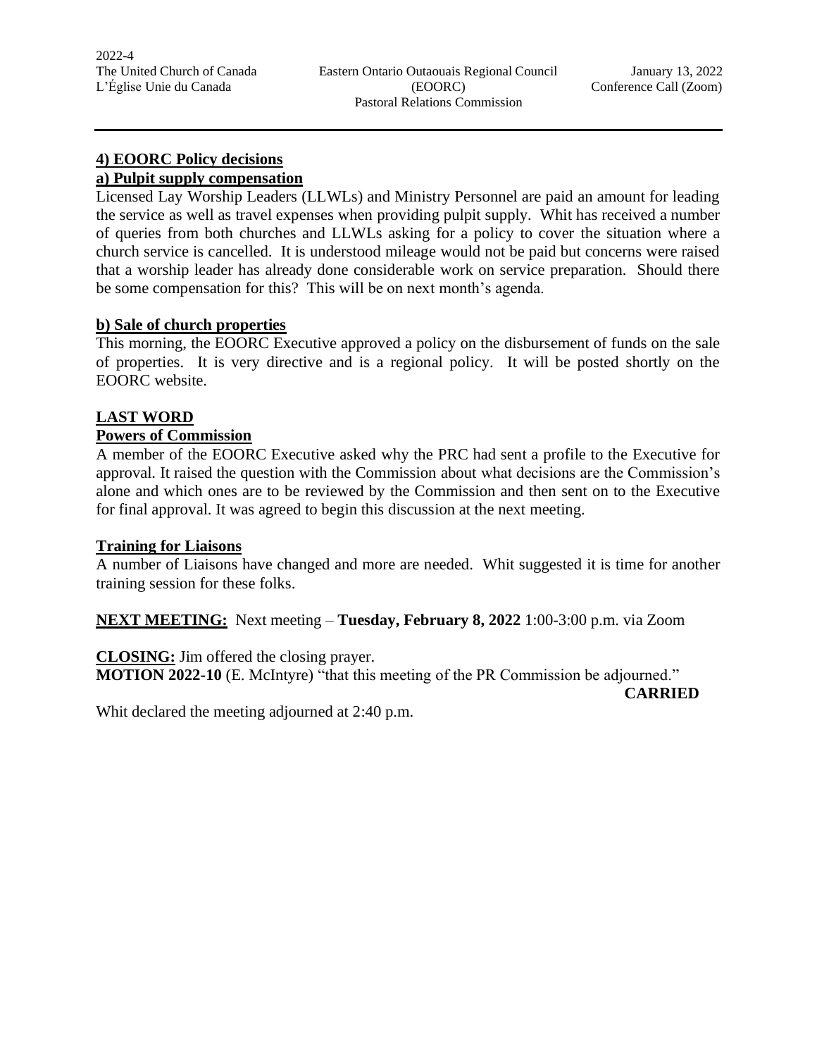**4) EOORC Policy decisions**

**a) Pulpit supply compensation**

Licensed Lay Worship Leaders (LLWLs) and Ministry Personnel are paid an amount for leading the service as well as travel expenses when providing pulpit supply. Whit has received a number of queries from both churches and LLWLs asking for a policy to cover the situation where a church service is cancelled. It is understood mileage would not be paid but concerns were raised that a worship leader has already done considerable work on service preparation. Should there be some compensation for this? This will be on next month's agenda.

**b) Sale of church properties**

This morning, the EOORC Executive approved a policy on the disbursement of funds on the sale of properties. It is very directive and is a regional policy. It will be posted shortly on the EOORC website.

**LAST WORD**

**Powers of Commission**

A member of the EOORC Executive asked why the PRC had sent a profile to the Executive for approval. It raised the question with the Commission about what decisions are the Commission's alone and which ones are to be reviewed by the Commission and then sent on to the Executive for final approval. It was agreed to begin this discussion at the next meeting.

**Training for Liaisons**

A number of Liaisons have changed and more are needed. Whit suggested it is time for another training session for these folks.

**NEXT MEETING:** Next meeting – **Tuesday, February 8, 2022** 1:00-3:00 p.m. via Zoom

**CLOSING:** Jim offered the closing prayer.

**MOTION 2022-10** (E. McIntyre) "that this meeting of the PR Commission be adjourned."

**CARRIED**

Whit declared the meeting adjourned at 2:40 p.m.